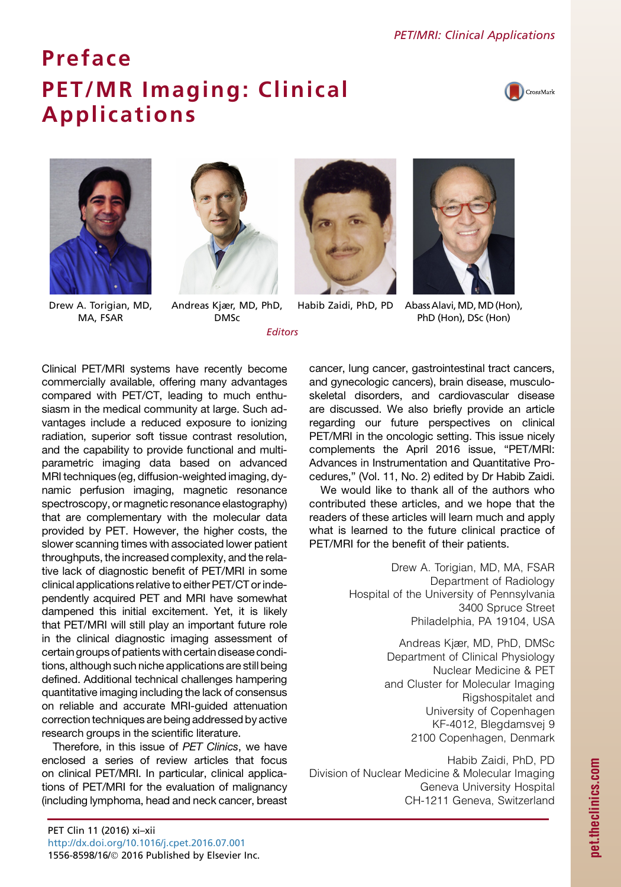# Preface

# PET/MR Imaging: Clinical Applications

Drew A. Torigian, MD, MA, FSAR

Andreas Kjær, MD, PhD, DMSc

Habib Zaidi, PhD, PD

Abass Alavi, MD, MD (Hon), PhD (Hon), DSc (Hon)

*Editors*

Clinical PET/MRI systems have recently become commercially available, offering many advantages compared with PET/CT, leading to much enthusiasm in the medical community at large. Such advantages include a reduced exposure to ionizing radiation, superior soft tissue contrast resolution, and the capability to provide functional and multiparametric imaging data based on advanced MRI techniques (eg, diffusion-weighted imaging, dynamic perfusion imaging, magnetic resonance spectroscopy, or magnetic resonance elastography) that are complementary with the molecular data provided by PET. However, the higher costs, the slower scanning times with associated lower patient throughputs, the increased complexity, and the relative lack of diagnostic benefit of PET/MRI in some clinical applications relative to either PET/CT or independently acquired PET and MRI have somewhat dampened this initial excitement. Yet, it is likely that PET/MRI will still play an important future role in the clinical diagnostic imaging assessment of certain groups of patients with certain disease conditions, although such niche applications are still being defined. Additional technical challenges hampering quantitative imaging including the lack of consensus on reliable and accurate MRI-guided attenuation correction techniques are being addressed by active research groups in the scientific literature.

Therefore, in this issue of *PET Clinics*, we have enclosed a series of review articles that focus on clinical PET/MRI. In particular, clinical applications of PET/MRI for the evaluation of malignancy (including lymphoma, head and neck cancer, breast cancer, lung cancer, gastrointestinal tract cancers, and gynecologic cancers), brain disease, musculoskeletal disorders, and cardiovascular disease are discussed. We also briefly provide an article regarding our future perspectives on clinical PET/MRI in the oncologic setting. This issue nicely complements the April 2016 issue, "PET/MRI: Advances in Instrumentation and Quantitative Procedures," (Vol. 11, No. 2) edited by Dr Habib Zaidi.

We would like to thank all of the authors who contributed these articles, and we hope that the readers of these articles will learn much and apply what is learned to the future clinical practice of PET/MRI for the benefit of their patients.

Drew A. Torigian, MD, MA, FSAR
Department of Radiology
Hospital of the University of Pennsylvania
3400 Spruce Street
Philadelphia, PA 19104, USA

Andreas Kjær, MD, PhD, DMSc
Department of Clinical Physiology
Nuclear Medicine & PET
and Cluster for Molecular Imaging
Rigshospitalet and
University of Copenhagen
KF-4012, Blegdamsvej 9
2100 Copenhagen, Denmark

Habib Zaidi, PhD, PD
Division of Nuclear Medicine & Molecular Imaging
Geneva University Hospital
CH-1211 Geneva, Switzerland

PET Clin 11 (2016) xi–xii
http://dx.doi.org/10.1016/j.cpet.2016.07.001
1556-8598/16/© 2016 Published by Elsevier Inc.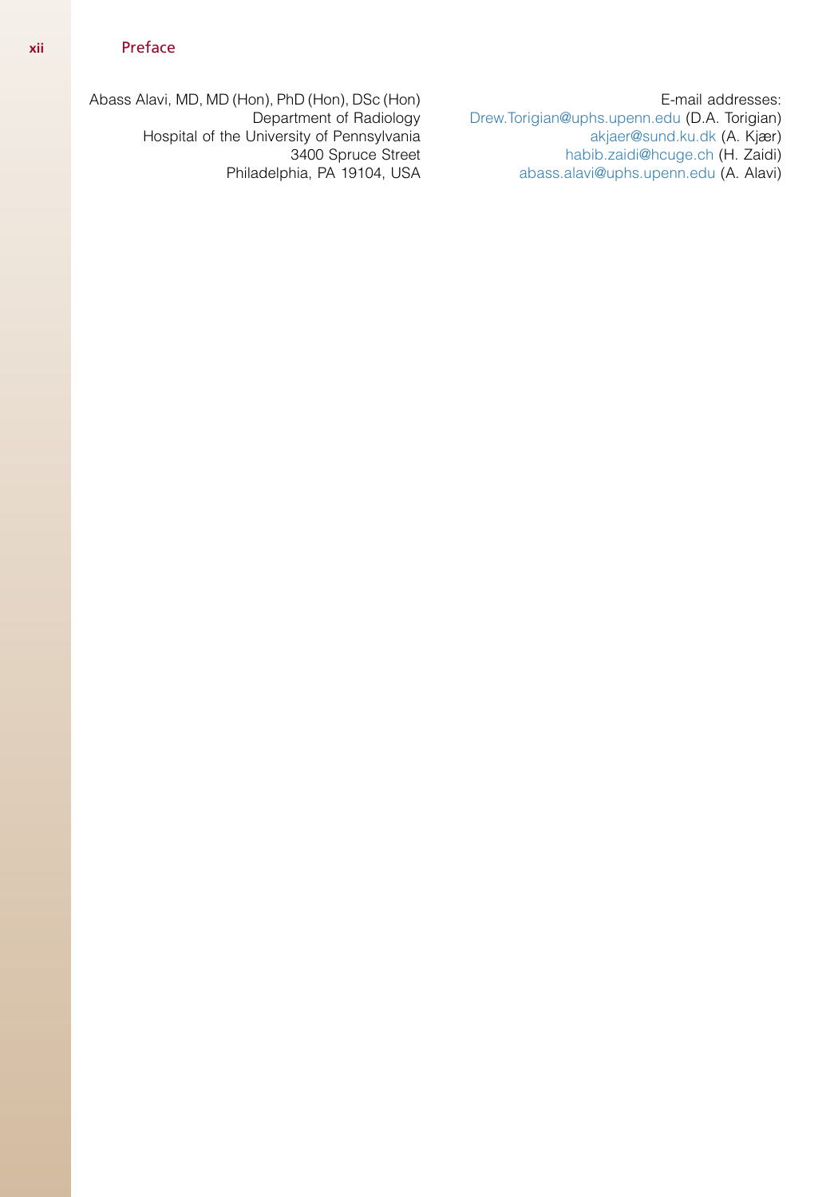Abass Alavi, MD, MD (Hon), PhD (Hon), DSc (Hon)
Department of Radiology
Hospital of the University of Pennsylvania
3400 Spruce Street
Philadelphia, PA 19104, USA

E-mail addresses:
Drew.Torigian@uphs.upenn.edu (D.A. Torigian)
akjaer@sund.ku.dk (A. Kjær)
habib.zaidi@hcuge.ch (H. Zaidi)
abass.alavi@uphs.upenn.edu (A. Alavi)